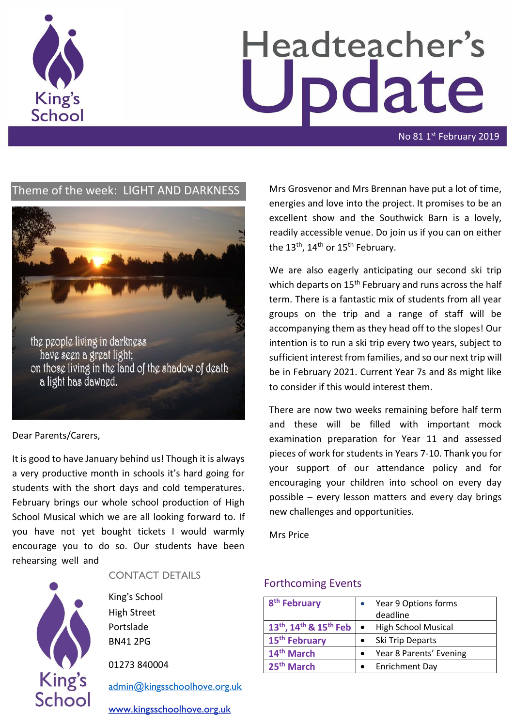# Headteacher's Update

King's School

No 81 1st February 2019

## Theme of the week: LIGHT AND DARKNESS

the people living in darkness
have seen a great light;
on those living in the land of the shadow of death
a light has dawned.

Dear Parents/Carers,

It is good to have January behind us! Though it is always a very productive month in schools it's hard going for students with the short days and cold temperatures. February brings our whole school production of High School Musical which we are all looking forward to. If you have not yet bought tickets I would warmly encourage you to do so. Our students have been rehearsing well and Mrs Grosvenor and Mrs Brennan have put a lot of time, energies and love into the project. It promises to be an excellent show and the Southwick Barn is a lovely, readily accessible venue. Do join us if you can on either the 13th, 14th or 15th February.

We are also eagerly anticipating our second ski trip which departs on 15th February and runs across the half term. There is a fantastic mix of students from all year groups on the trip and a range of staff will be accompanying them as they head off to the slopes! Our intention is to run a ski trip every two years, subject to sufficient interest from families, and so our next trip will be in February 2021. Current Year 7s and 8s might like to consider if this would interest them.

There are now two weeks remaining before half term and these will be filled with important mock examination preparation for Year 11 and assessed pieces of work for students in Years 7-10. Thank you for your support of our attendance policy and for encouraging your children into school on every day possible – every lesson matters and every day brings new challenges and opportunities.

Mrs Price

### CONTACT DETAILS

King's School
High Street
Portslade
BN41 2PG

01273 840004

admin@kingsschoolhove.org.uk

www.kingsschoolhove.org.uk

### Forthcoming Events

| Date | Event |
|---|---|
| **8th February** | • Year 9 Options forms deadline |
| **13th, 14th & 15th Feb** | • High School Musical |
| **15th February** | • Ski Trip Departs |
| **14th March** | • Year 8 Parents' Evening |
| **25th March** | • Enrichment Day |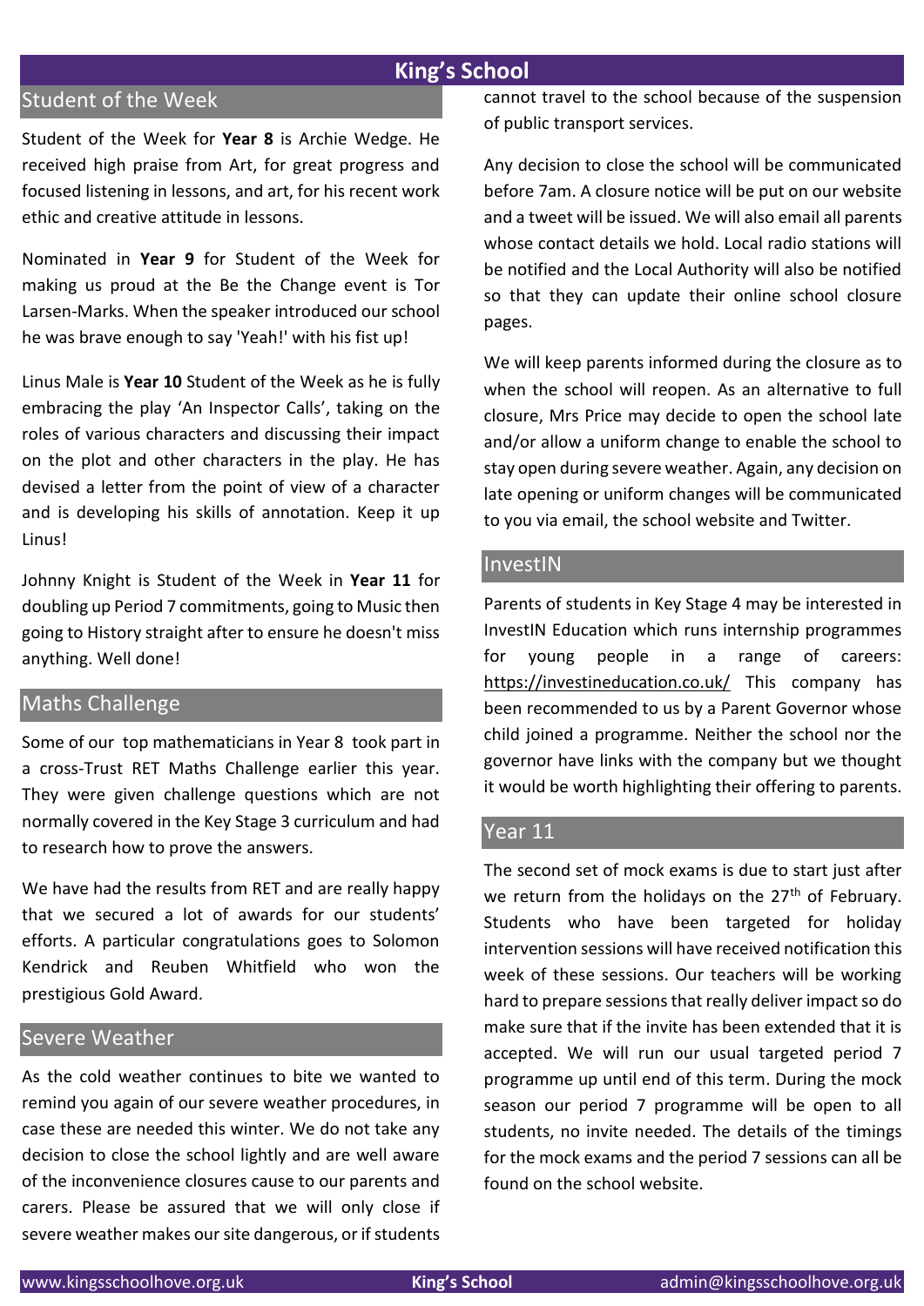## Student of the Week

Student of the Week for **Year 8** is Archie Wedge. He received high praise from Art, for great progress and focused listening in lessons, and art, for his recent work ethic and creative attitude in lessons.

Nominated in **Year 9** for Student of the Week for making us proud at the Be the Change event is Tor Larsen-Marks. When the speaker introduced our school he was brave enough to say 'Yeah!' with his fist up!

Linus Male is **Year 10** Student of the Week as he is fully embracing the play 'An Inspector Calls', taking on the roles of various characters and discussing their impact on the plot and other characters in the play. He has devised a letter from the point of view of a character and is developing his skills of annotation. Keep it up Linus!

Johnny Knight is Student of the Week in **Year 11** for doubling up Period 7 commitments, going to Music then going to History straight after to ensure he doesn't miss anything. Well done!

## Maths Challenge

Some of our top mathematicians in Year 8 took part in a cross-Trust RET Maths Challenge earlier this year. They were given challenge questions which are not normally covered in the Key Stage 3 curriculum and had to research how to prove the answers.

We have had the results from RET and are really happy that we secured a lot of awards for our students' efforts. A particular congratulations goes to Solomon Kendrick and Reuben Whitfield who won the prestigious Gold Award.

## Severe Weather

As the cold weather continues to bite we wanted to remind you again of our severe weather procedures, in case these are needed this winter. We do not take any decision to close the school lightly and are well aware of the inconvenience closures cause to our parents and carers. Please be assured that we will only close if severe weather makes our site dangerous, or if students cannot travel to the school because of the suspension of public transport services.

Any decision to close the school will be communicated before 7am. A closure notice will be put on our website and a tweet will be issued. We will also email all parents whose contact details we hold. Local radio stations will be notified and the Local Authority will also be notified so that they can update their online school closure pages.

We will keep parents informed during the closure as to when the school will reopen. As an alternative to full closure, Mrs Price may decide to open the school late and/or allow a uniform change to enable the school to stay open during severe weather. Again, any decision on late opening or uniform changes will be communicated to you via email, the school website and Twitter.

## InvestIN

Parents of students in Key Stage 4 may be interested in InvestIN Education which runs internship programmes for young people in a range of careers: https://investineducation.co.uk/ This company has been recommended to us by a Parent Governor whose child joined a programme. Neither the school nor the governor have links with the company but we thought it would be worth highlighting their offering to parents.

## Year 11

The second set of mock exams is due to start just after we return from the holidays on the 27th of February. Students who have been targeted for holiday intervention sessions will have received notification this week of these sessions. Our teachers will be working hard to prepare sessions that really deliver impact so do make sure that if the invite has been extended that it is accepted. We will run our usual targeted period 7 programme up until end of this term. During the mock season our period 7 programme will be open to all students, no invite needed. The details of the timings for the mock exams and the period 7 sessions can all be found on the school website.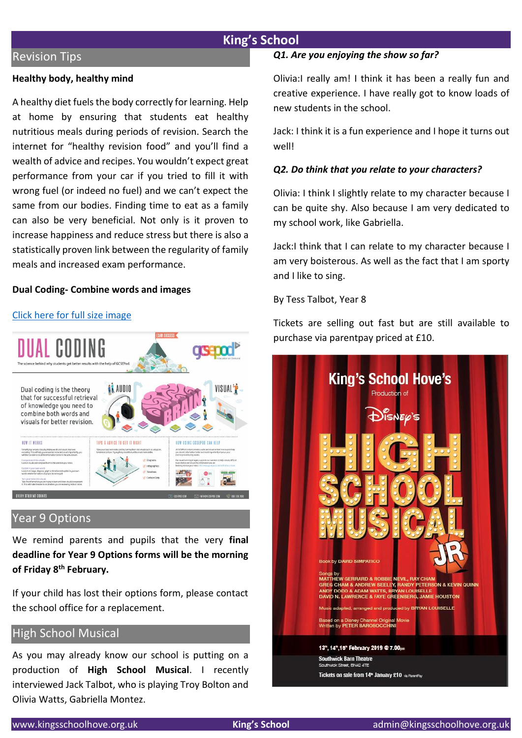# King's School

## Revision Tips

**Healthy body, healthy mind**

A healthy diet fuels the body correctly for learning. Help at home by ensuring that students eat healthy nutritious meals during periods of revision. Search the internet for "healthy revision food" and you'll find a wealth of advice and recipes. You wouldn't expect great performance from your car if you tried to fill it with wrong fuel (or indeed no fuel) and we can't expect the same from our bodies. Finding time to eat as a family can also be very beneficial. Not only is it proven to increase happiness and reduce stress but there is also a statistically proven link between the regularity of family meals and increased exam performance.

**Dual Coding- Combine words and images**

[Click here for full size image]

## Year 9 Options

We remind parents and pupils that the very **final deadline for Year 9 Options forms will be the morning of Friday 8th February.**

If your child has lost their options form, please contact the school office for a replacement.

## High School Musical

As you may already know our school is putting on a production of **High School Musical**. I recently interviewed Jack Talbot, who is playing Troy Bolton and Olivia Watts, Gabriella Montez.

***Q1. Are you enjoying the show so far?***

Olivia:I really am! I think it has been a really fun and creative experience. I have really got to know loads of new students in the school.

Jack: I think it is a fun experience and I hope it turns out well!

***Q2. Do think that you relate to your characters?***

Olivia: I think I slightly relate to my character because I can be quite shy. Also because I am very dedicated to my school work, like Gabriella.

Jack:I think that I can relate to my character because I am very boisterous. As well as the fact that I am sporty and I like to sing.

By Tess Talbot, Year 8

Tickets are selling out fast but are still available to purchase via parentpay priced at £10.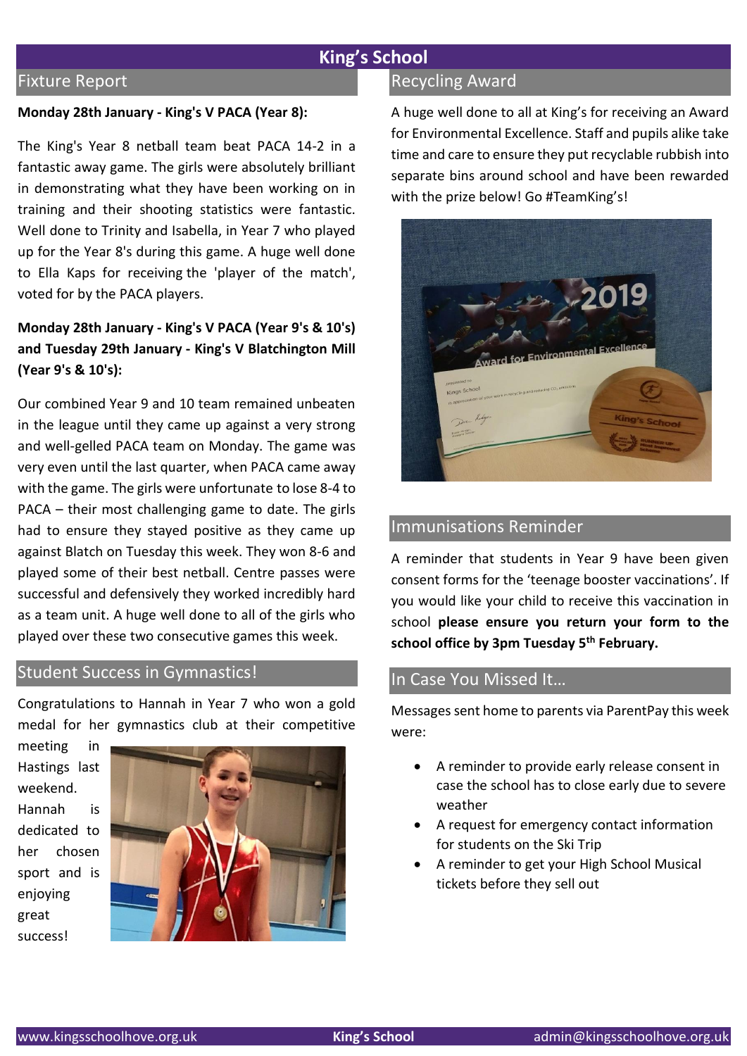# King's School

## Fixture Report

**Monday 28th January - King's V PACA (Year 8):**

The King's Year 8 netball team beat PACA 14-2 in a fantastic away game. The girls were absolutely brilliant in demonstrating what they have been working on in training and their shooting statistics were fantastic. Well done to Trinity and Isabella, in Year 7 who played up for the Year 8's during this game. A huge well done to Ella Kaps for receiving the 'player of the match', voted for by the PACA players.

**Monday 28th January - King's V PACA (Year 9's & 10's) and Tuesday 29th January - King's V Blatchington Mill (Year 9's & 10's):**

Our combined Year 9 and 10 team remained unbeaten in the league until they came up against a very strong and well-gelled PACA team on Monday. The game was very even until the last quarter, when PACA came away with the game. The girls were unfortunate to lose 8-4 to PACA – their most challenging game to date. The girls had to ensure they stayed positive as they came up against Blatch on Tuesday this week. They won 8-6 and played some of their best netball. Centre passes were successful and defensively they worked incredibly hard as a team unit. A huge well done to all of the girls who played over these two consecutive games this week.

## Student Success in Gymnastics!

Congratulations to Hannah in Year 7 who won a gold medal for her gymnastics club at their competitive meeting in Hastings last weekend. Hannah is dedicated to her chosen sport and is enjoying great success!

## Recycling Award

A huge well done to all at King's for receiving an Award for Environmental Excellence. Staff and pupils alike take time and care to ensure they put recyclable rubbish into separate bins around school and have been rewarded with the prize below! Go #TeamKing's!

## Immunisations Reminder

A reminder that students in Year 9 have been given consent forms for the 'teenage booster vaccinations'. If you would like your child to receive this vaccination in school **please ensure you return your form to the school office by 3pm Tuesday 5th February.**

## In Case You Missed It…

Messages sent home to parents via ParentPay this week were:

- A reminder to provide early release consent in case the school has to close early due to severe weather
- A request for emergency contact information for students on the Ski Trip
- A reminder to get your High School Musical tickets before they sell out